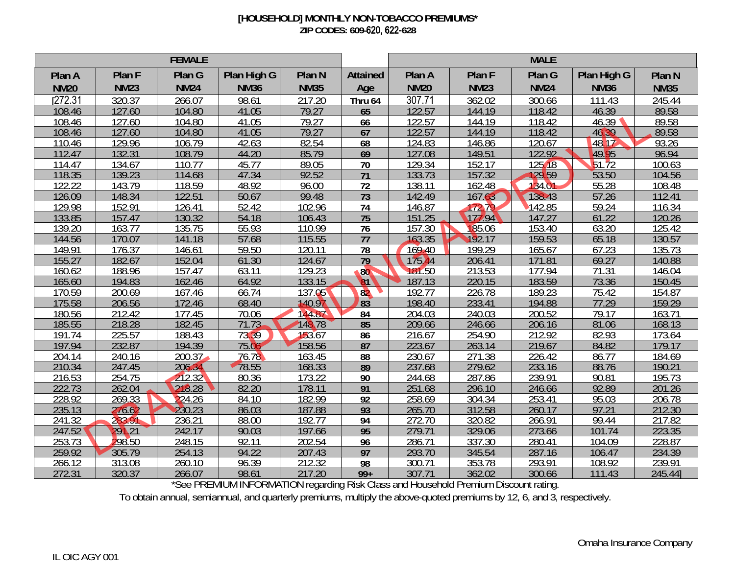**[HOUSEHOLD] MONTHLY NON-TOBACCO PREMIUMS***
**ZIP CODES: 609-620, 622-628**

DRAFT - PENDING APPROVAL

| FEMALE | | | | | | MALE | | | | |
|---|---|---|---|---|---|---|---|---|---|---|
| Plan A NM20 | Plan F NM23 | Plan G NM24 | Plan High G NM36 | Plan N NM35 | Attained Age | Plan A NM20 | Plan F NM23 | Plan G NM24 | Plan High G NM36 | Plan N NM35 |
| [272.31 | 320.37 | 266.07 | 98.61 | 217.20 | Thru 64 | 307.71 | 362.02 | 300.66 | 111.43 | 245.44 |
| 108.46 | 127.60 | 104.80 | 41.05 | 79.27 | 65 | 122.57 | 144.19 | 118.42 | 46.39 | 89.58 |
| 108.46 | 127.60 | 104.80 | 41.05 | 79.27 | 66 | 122.57 | 144.19 | 118.42 | 46.39 | 89.58 |
| 108.46 | 127.60 | 104.80 | 41.05 | 79.27 | 67 | 122.57 | 144.19 | 118.42 | 46.39 | 89.58 |
| 110.46 | 129.96 | 106.79 | 42.63 | 82.54 | 68 | 124.83 | 146.86 | 120.67 | 48.17 | 93.26 |
| 112.47 | 132.31 | 108.79 | 44.20 | 85.79 | 69 | 127.08 | 149.51 | 122.92 | 49.95 | 96.94 |
| 114.47 | 134.67 | 110.77 | 45.77 | 89.05 | 70 | 129.34 | 152.17 | 125.18 | 51.72 | 100.63 |
| 118.35 | 139.23 | 114.68 | 47.34 | 92.52 | 71 | 133.73 | 157.32 | 129.59 | 53.50 | 104.56 |
| 122.22 | 143.79 | 118.59 | 48.92 | 96.00 | 72 | 138.11 | 162.48 | 134.01 | 55.28 | 108.48 |
| 126.09 | 148.34 | 122.51 | 50.67 | 99.48 | 73 | 142.49 | 167.63 | 138.43 | 57.26 | 112.41 |
| 129.98 | 152.91 | 126.41 | 52.42 | 102.96 | 74 | 146.87 | 172.79 | 142.85 | 59.24 | 116.34 |
| 133.85 | 157.47 | 130.32 | 54.18 | 106.43 | 75 | 151.25 | 177.94 | 147.27 | 61.22 | 120.26 |
| 139.20 | 163.77 | 135.75 | 55.93 | 110.99 | 76 | 157.30 | 185.06 | 153.40 | 63.20 | 125.42 |
| 144.56 | 170.07 | 141.18 | 57.68 | 115.55 | 77 | 163.35 | 192.17 | 159.53 | 65.18 | 130.57 |
| 149.91 | 176.37 | 146.61 | 59.50 | 120.11 | 78 | 169.40 | 199.29 | 165.67 | 67.23 | 135.73 |
| 155.27 | 182.67 | 152.04 | 61.30 | 124.67 | 79 | 175.44 | 206.41 | 171.81 | 69.27 | 140.88 |
| 160.62 | 188.96 | 157.47 | 63.11 | 129.23 | 80 | 181.50 | 213.53 | 177.94 | 71.31 | 146.04 |
| 165.60 | 194.83 | 162.46 | 64.92 | 133.15 | 81 | 187.13 | 220.15 | 183.59 | 73.36 | 150.45 |
| 170.59 | 200.69 | 167.46 | 66.74 | 137.05 | 82 | 192.77 | 226.78 | 189.23 | 75.42 | 154.87 |
| 175.58 | 206.56 | 172.46 | 68.40 | 140.97 | 83 | 198.40 | 233.41 | 194.88 | 77.29 | 159.29 |
| 180.56 | 212.42 | 177.45 | 70.06 | 144.87 | 84 | 204.03 | 240.03 | 200.52 | 79.17 | 163.71 |
| 185.55 | 218.28 | 182.45 | 71.73 | 148.78 | 85 | 209.66 | 246.66 | 206.16 | 81.06 | 168.13 |
| 191.74 | 225.57 | 188.43 | 73.39 | 153.67 | 86 | 216.67 | 254.90 | 212.92 | 82.93 | 173.64 |
| 197.94 | 232.87 | 194.39 | 75.06 | 158.56 | 87 | 223.67 | 263.14 | 219.67 | 84.82 | 179.17 |
| 204.14 | 240.16 | 200.37 | 76.78 | 163.45 | 88 | 230.67 | 271.38 | 226.42 | 86.77 | 184.69 |
| 210.34 | 247.45 | 206.34 | 78.55 | 168.33 | 89 | 237.68 | 279.62 | 233.16 | 88.76 | 190.21 |
| 216.53 | 254.75 | 212.32 | 80.36 | 173.22 | 90 | 244.68 | 287.86 | 239.91 | 90.81 | 195.73 |
| 222.73 | 262.04 | 218.28 | 82.20 | 178.11 | 91 | 251.68 | 296.10 | 246.66 | 92.89 | 201.26 |
| 228.92 | 269.33 | 224.26 | 84.10 | 182.99 | 92 | 258.69 | 304.34 | 253.41 | 95.03 | 206.78 |
| 235.13 | 276.62 | 230.23 | 86.03 | 187.88 | 93 | 265.70 | 312.58 | 260.17 | 97.21 | 212.30 |
| 241.32 | 283.91 | 236.21 | 88.00 | 192.77 | 94 | 272.70 | 320.82 | 266.91 | 99.44 | 217.82 |
| 247.52 | 291.21 | 242.17 | 90.03 | 197.66 | 95 | 279.71 | 329.06 | 273.66 | 101.74 | 223.35 |
| 253.73 | 298.50 | 248.15 | 92.11 | 202.54 | 96 | 286.71 | 337.30 | 280.41 | 104.09 | 228.87 |
| 259.92 | 305.79 | 254.13 | 94.22 | 207.43 | 97 | 293.70 | 345.54 | 287.16 | 106.47 | 234.39 |
| 266.12 | 313.08 | 260.10 | 96.39 | 212.32 | 98 | 300.71 | 353.78 | 293.91 | 108.92 | 239.91 |
| 272.31 | 320.37 | 266.07 | 98.61 | 217.20 | 99+ | 307.71 | 362.02 | 300.66 | 111.43 | 245.44] |

*See PREMIUM INFORMATION regarding Risk Class and Household Premium Discount rating.

To obtain annual, semiannual, and quarterly premiums, multiply the above-quoted premiums by 12, 6, and 3, respectively.

Omaha Insurance Company

IL OIC AGY 001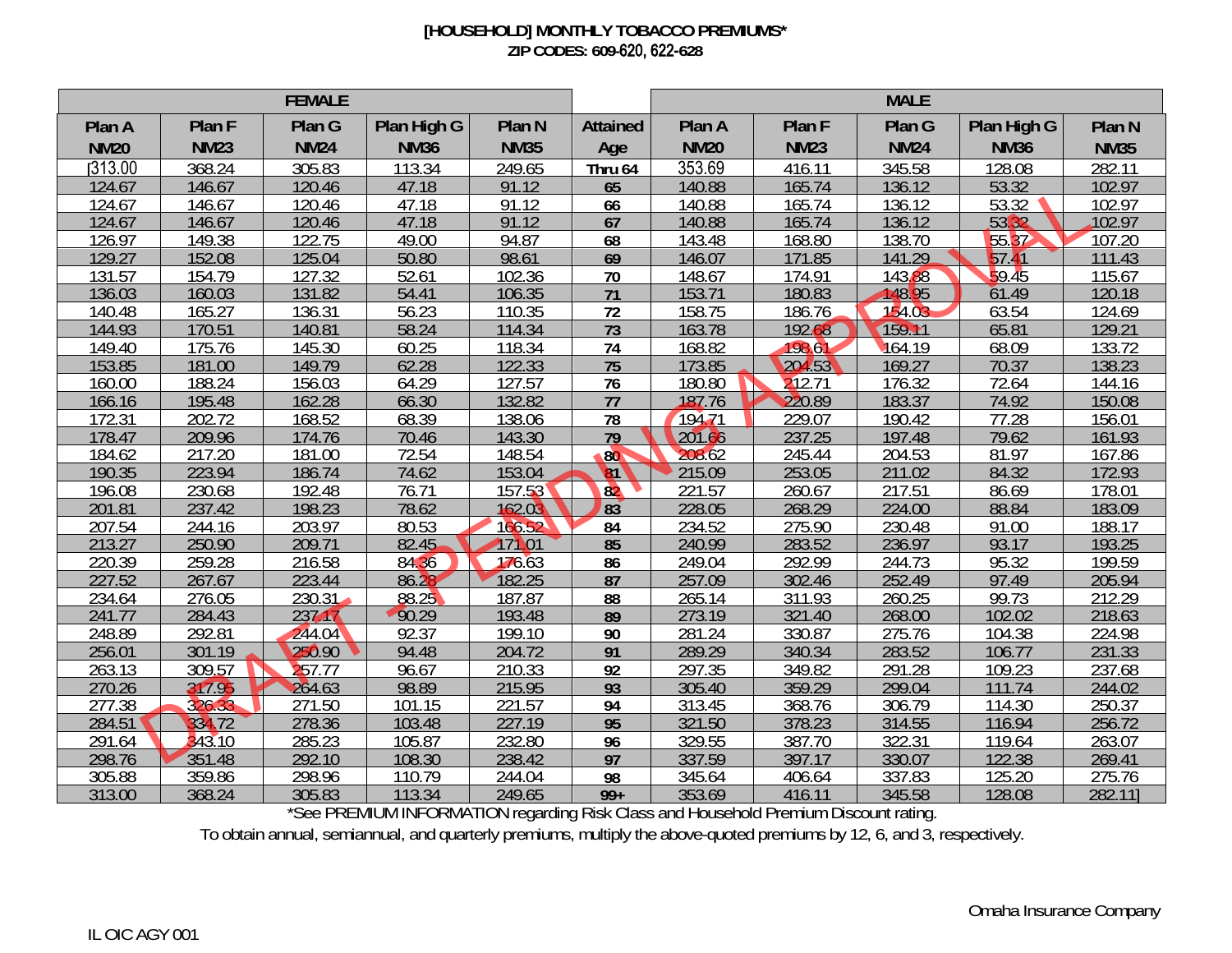**[HOUSEHOLD] MONTHLY TOBACCO PREMIUMS***

**ZIP CODES: 609-620, 622-628**

| FEMALE | | | | | | MALE | | | | |
|---|---|---|---|---|---|---|---|---|---|---|
| Plan A NM20 | Plan F NM23 | Plan G NM24 | Plan High G NM36 | Plan N NM35 | Attained Age | Plan A NM20 | Plan F NM23 | Plan G NM24 | Plan High G NM36 | Plan N NM35 |
| [313.00 | 368.24 | 305.83 | 113.34 | 249.65 | Thru 64 | 353.69 | 416.11 | 345.58 | 128.08 | 282.11 |
| 124.67 | 146.67 | 120.46 | 47.18 | 91.12 | 65 | 140.88 | 165.74 | 136.12 | 53.32 | 102.97 |
| 124.67 | 146.67 | 120.46 | 47.18 | 91.12 | 66 | 140.88 | 165.74 | 136.12 | 53.32 | 102.97 |
| 124.67 | 146.67 | 120.46 | 47.18 | 91.12 | 67 | 140.88 | 165.74 | 136.12 | 53.32 | 102.97 |
| 126.97 | 149.38 | 122.75 | 49.00 | 94.87 | 68 | 143.48 | 168.80 | 138.70 | 55.37 | 107.20 |
| 129.27 | 152.08 | 125.04 | 50.80 | 98.61 | 69 | 146.07 | 171.85 | 141.29 | 57.41 | 111.43 |
| 131.57 | 154.79 | 127.32 | 52.61 | 102.36 | 70 | 148.67 | 174.91 | 143.88 | 59.45 | 115.67 |
| 136.03 | 160.03 | 131.82 | 54.41 | 106.35 | 71 | 153.71 | 180.83 | 148.95 | 61.49 | 120.18 |
| 140.48 | 165.27 | 136.31 | 56.23 | 110.35 | 72 | 158.75 | 186.76 | 154.03 | 63.54 | 124.69 |
| 144.93 | 170.51 | 140.81 | 58.24 | 114.34 | 73 | 163.78 | 192.68 | 159.11 | 65.81 | 129.21 |
| 149.40 | 175.76 | 145.30 | 60.25 | 118.34 | 74 | 168.82 | 198.61 | 164.19 | 68.09 | 133.72 |
| 153.85 | 181.00 | 149.79 | 62.28 | 122.33 | 75 | 173.85 | 204.53 | 169.27 | 70.37 | 138.23 |
| 160.00 | 188.24 | 156.03 | 64.29 | 127.57 | 76 | 180.80 | 212.71 | 176.32 | 72.64 | 144.16 |
| 166.16 | 195.48 | 162.28 | 66.30 | 132.82 | 77 | 187.76 | 220.89 | 183.37 | 74.92 | 150.08 |
| 172.31 | 202.72 | 168.52 | 68.39 | 138.06 | 78 | 194.71 | 229.07 | 190.42 | 77.28 | 156.01 |
| 178.47 | 209.96 | 174.76 | 70.46 | 143.30 | 79 | 201.66 | 237.25 | 197.48 | 79.62 | 161.93 |
| 184.62 | 217.20 | 181.00 | 72.54 | 148.54 | 80 | 208.62 | 245.44 | 204.53 | 81.97 | 167.86 |
| 190.35 | 223.94 | 186.74 | 74.62 | 153.04 | 81 | 215.09 | 253.05 | 211.02 | 84.32 | 172.93 |
| 196.08 | 230.68 | 192.48 | 76.71 | 157.53 | 82 | 221.57 | 260.67 | 217.51 | 86.69 | 178.01 |
| 201.81 | 237.42 | 198.23 | 78.62 | 162.03 | 83 | 228.05 | 268.29 | 224.00 | 88.84 | 183.09 |
| 207.54 | 244.16 | 203.97 | 80.53 | 166.52 | 84 | 234.52 | 275.90 | 230.48 | 91.00 | 188.17 |
| 213.27 | 250.90 | 209.71 | 82.45 | 171.01 | 85 | 240.99 | 283.52 | 236.97 | 93.17 | 193.25 |
| 220.39 | 259.28 | 216.58 | 84.36 | 176.63 | 86 | 249.04 | 292.99 | 244.73 | 95.32 | 199.59 |
| 227.52 | 267.67 | 223.44 | 86.28 | 182.25 | 87 | 257.09 | 302.46 | 252.49 | 97.49 | 205.94 |
| 234.64 | 276.05 | 230.31 | 88.25 | 187.87 | 88 | 265.14 | 311.93 | 260.25 | 99.73 | 212.29 |
| 241.77 | 284.43 | 237.17 | 90.29 | 193.48 | 89 | 273.19 | 321.40 | 268.00 | 102.02 | 218.63 |
| 248.89 | 292.81 | 244.04 | 92.37 | 199.10 | 90 | 281.24 | 330.87 | 275.76 | 104.38 | 224.98 |
| 256.01 | 301.19 | 250.90 | 94.48 | 204.72 | 91 | 289.29 | 340.34 | 283.52 | 106.77 | 231.33 |
| 263.13 | 309.57 | 257.77 | 96.67 | 210.33 | 92 | 297.35 | 349.82 | 291.28 | 109.23 | 237.68 |
| 270.26 | 317.95 | 264.63 | 98.89 | 215.95 | 93 | 305.40 | 359.29 | 299.04 | 111.74 | 244.02 |
| 277.38 | 326.33 | 271.50 | 101.15 | 221.57 | 94 | 313.45 | 368.76 | 306.79 | 114.30 | 250.37 |
| 284.51 | 334.72 | 278.36 | 103.48 | 227.19 | 95 | 321.50 | 378.23 | 314.55 | 116.94 | 256.72 |
| 291.64 | 343.10 | 285.23 | 105.87 | 232.80 | 96 | 329.55 | 387.70 | 322.31 | 119.64 | 263.07 |
| 298.76 | 351.48 | 292.10 | 108.30 | 238.42 | 97 | 337.59 | 397.17 | 330.07 | 122.38 | 269.41 |
| 305.88 | 359.86 | 298.96 | 110.79 | 244.04 | 98 | 345.64 | 406.64 | 337.83 | 125.20 | 275.76 |
| 313.00 | 368.24 | 305.83 | 113.34 | 249.65 | 99+ | 353.69 | 416.11 | 345.58 | 128.08 | 282.11] |

*See PREMIUM INFORMATION regarding Risk Class and Household Premium Discount rating.

To obtain annual, semiannual, and quarterly premiums, multiply the above-quoted premiums by 12, 6, and 3, respectively.

DRAFT - PENDING APPROVAL

Omaha Insurance Company

IL OIC AGY 001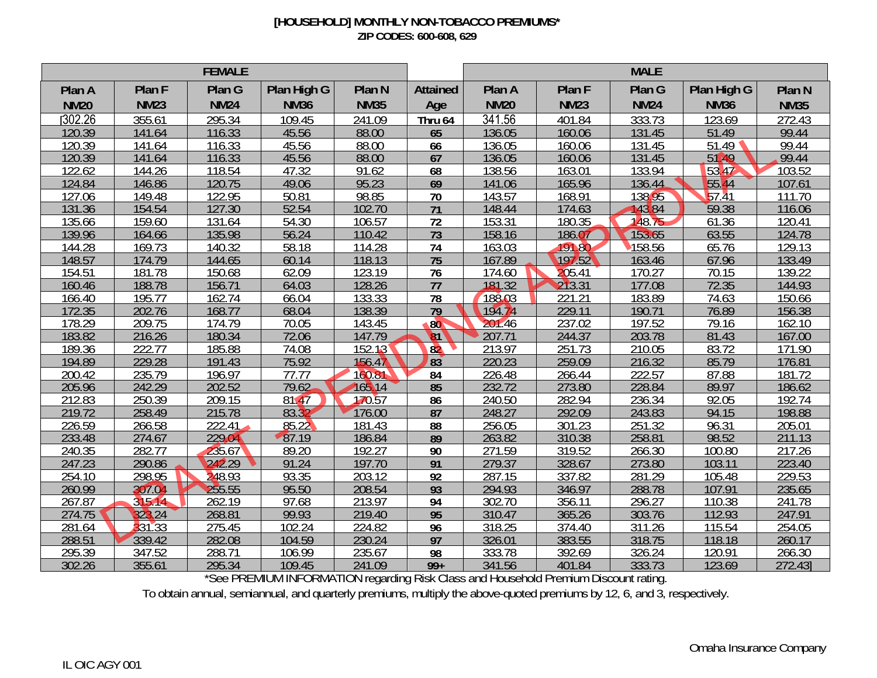# [HOUSEHOLD] MONTHLY NON-TOBACCO PREMIUMS*

**ZIP CODES: 600-608, 629**

| FEMALE | | | | | | MALE | | | | |
|---|---|---|---|---|---|---|---|---|---|---|
| Plan A NM20 | Plan F NM23 | Plan G NM24 | Plan High G NM36 | Plan N NM35 | Attained Age | Plan A NM20 | Plan F NM23 | Plan G NM24 | Plan High G NM36 | Plan N NM35 |
| [302.26 | 355.61 | 295.34 | 109.45 | 241.09 | Thru 64 | 341.56 | 401.84 | 333.73 | 123.69 | 272.43 |
| 120.39 | 141.64 | 116.33 | 45.56 | 88.00 | 65 | 136.05 | 160.06 | 131.45 | 51.49 | 99.44 |
| 120.39 | 141.64 | 116.33 | 45.56 | 88.00 | 66 | 136.05 | 160.06 | 131.45 | 51.49 | 99.44 |
| 120.39 | 141.64 | 116.33 | 45.56 | 88.00 | 67 | 136.05 | 160.06 | 131.45 | 51.49 | 99.44 |
| 122.62 | 144.26 | 118.54 | 47.32 | 91.62 | 68 | 138.56 | 163.01 | 133.94 | 53.47 | 103.52 |
| 124.84 | 146.86 | 120.75 | 49.06 | 95.23 | 69 | 141.06 | 165.96 | 136.44 | 55.44 | 107.61 |
| 127.06 | 149.48 | 122.95 | 50.81 | 98.85 | 70 | 143.57 | 168.91 | 138.95 | 57.41 | 111.70 |
| 131.36 | 154.54 | 127.30 | 52.54 | 102.70 | 71 | 148.44 | 174.63 | 143.84 | 59.38 | 116.06 |
| 135.66 | 159.60 | 131.64 | 54.30 | 106.57 | 72 | 153.31 | 180.35 | 148.75 | 61.36 | 120.41 |
| 139.96 | 164.66 | 135.98 | 56.24 | 110.42 | 73 | 158.16 | 186.07 | 153.65 | 63.55 | 124.78 |
| 144.28 | 169.73 | 140.32 | 58.18 | 114.28 | 74 | 163.03 | 191.80 | 158.56 | 65.76 | 129.13 |
| 148.57 | 174.79 | 144.65 | 60.14 | 118.13 | 75 | 167.89 | 197.52 | 163.46 | 67.96 | 133.49 |
| 154.51 | 181.78 | 150.68 | 62.09 | 123.19 | 76 | 174.60 | 205.41 | 170.27 | 70.15 | 139.22 |
| 160.46 | 188.78 | 156.71 | 64.03 | 128.26 | 77 | 181.32 | 213.31 | 177.08 | 72.35 | 144.93 |
| 166.40 | 195.77 | 162.74 | 66.04 | 133.33 | 78 | 188.03 | 221.21 | 183.89 | 74.63 | 150.66 |
| 172.35 | 202.76 | 168.77 | 68.04 | 138.39 | 79 | 194.74 | 229.11 | 190.71 | 76.89 | 156.38 |
| 178.29 | 209.75 | 174.79 | 70.05 | 143.45 | 80 | 201.46 | 237.02 | 197.52 | 79.16 | 162.10 |
| 183.82 | 216.26 | 180.34 | 72.06 | 147.79 | 81 | 207.71 | 244.37 | 203.78 | 81.43 | 167.00 |
| 189.36 | 222.77 | 185.88 | 74.08 | 152.13 | 82 | 213.97 | 251.73 | 210.05 | 83.72 | 171.90 |
| 194.89 | 229.28 | 191.43 | 75.92 | 156.47 | 83 | 220.23 | 259.09 | 216.32 | 85.79 | 176.81 |
| 200.42 | 235.79 | 196.97 | 77.77 | 160.81 | 84 | 226.48 | 266.44 | 222.57 | 87.88 | 181.72 |
| 205.96 | 242.29 | 202.52 | 79.62 | 165.14 | 85 | 232.72 | 273.80 | 228.84 | 89.97 | 186.62 |
| 212.83 | 250.39 | 209.15 | 81.47 | 170.57 | 86 | 240.50 | 282.94 | 236.34 | 92.05 | 192.74 |
| 219.72 | 258.49 | 215.78 | 83.32 | 176.00 | 87 | 248.27 | 292.09 | 243.83 | 94.15 | 198.88 |
| 226.59 | 266.58 | 222.41 | 85.22 | 181.43 | 88 | 256.05 | 301.23 | 251.32 | 96.31 | 205.01 |
| 233.48 | 274.67 | 229.04 | 87.19 | 186.84 | 89 | 263.82 | 310.38 | 258.81 | 98.52 | 211.13 |
| 240.35 | 282.77 | 235.67 | 89.20 | 192.27 | 90 | 271.59 | 319.52 | 266.30 | 100.80 | 217.26 |
| 247.23 | 290.86 | 242.29 | 91.24 | 197.70 | 91 | 279.37 | 328.67 | 273.80 | 103.11 | 223.40 |
| 254.10 | 298.95 | 248.93 | 93.35 | 203.12 | 92 | 287.15 | 337.82 | 281.29 | 105.48 | 229.53 |
| 260.99 | 307.04 | 255.55 | 95.50 | 208.54 | 93 | 294.93 | 346.97 | 288.78 | 107.91 | 235.65 |
| 267.87 | 315.14 | 262.19 | 97.68 | 213.97 | 94 | 302.70 | 356.11 | 296.27 | 110.38 | 241.78 |
| 274.75 | 323.24 | 268.81 | 99.93 | 219.40 | 95 | 310.47 | 365.26 | 303.76 | 112.93 | 247.91 |
| 281.64 | 331.33 | 275.45 | 102.24 | 224.82 | 96 | 318.25 | 374.40 | 311.26 | 115.54 | 254.05 |
| 288.51 | 339.42 | 282.08 | 104.59 | 230.24 | 97 | 326.01 | 383.55 | 318.75 | 118.18 | 260.17 |
| 295.39 | 347.52 | 288.71 | 106.99 | 235.67 | 98 | 333.78 | 392.69 | 326.24 | 120.91 | 266.30 |
| 302.26 | 355.61 | 295.34 | 109.45 | 241.09 | 99+ | 341.56 | 401.84 | 333.73 | 123.69 | 272.43] |

*See PREMIUM INFORMATION regarding Risk Class and Household Premium Discount rating.

To obtain annual, semiannual, and quarterly premiums, multiply the above-quoted premiums by 12, 6, and 3, respectively.

DRAFT - PENDING APPROVAL

Omaha Insurance Company

IL OIC AGY 001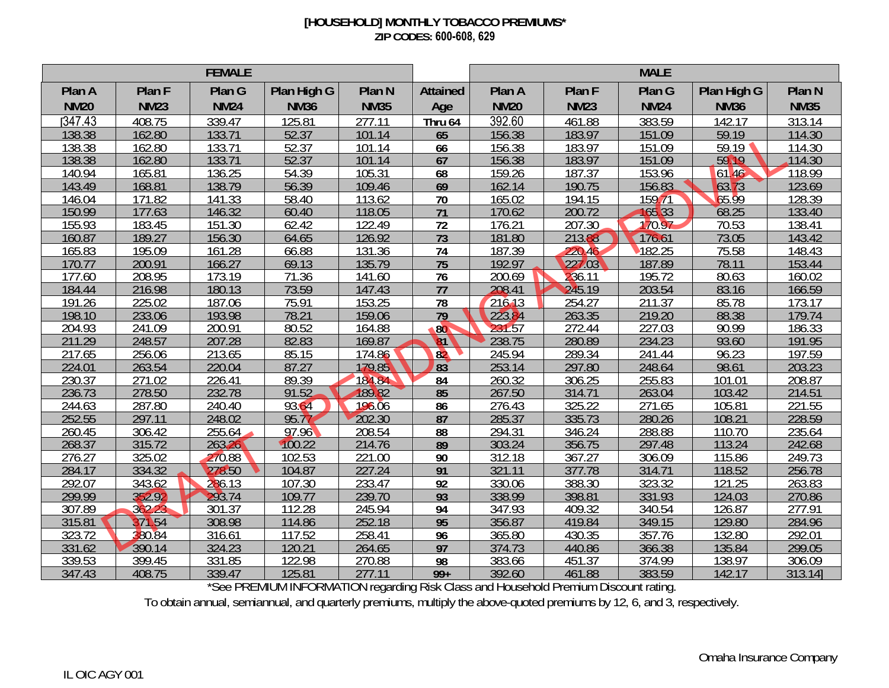**[HOUSEHOLD] MONTHLY TOBACCO PREMIUMS***
**ZIP CODES: 600-608, 629**

| FEMALE | | | | | | MALE | | | | |
|---|---|---|---|---|---|---|---|---|---|---|
| Plan A NM20 | Plan F NM23 | Plan G NM24 | Plan High G NM36 | Plan N NM35 | Attained Age | Plan A NM20 | Plan F NM23 | Plan G NM24 | Plan High G NM36 | Plan N NM35 |
| [347.43 | 408.75 | 339.47 | 125.81 | 277.11 | Thru 64 | 392.60 | 461.88 | 383.59 | 142.17 | 313.14 |
| 138.38 | 162.80 | 133.71 | 52.37 | 101.14 | 65 | 156.38 | 183.97 | 151.09 | 59.19 | 114.30 |
| 138.38 | 162.80 | 133.71 | 52.37 | 101.14 | 66 | 156.38 | 183.97 | 151.09 | 59.19 | 114.30 |
| 138.38 | 162.80 | 133.71 | 52.37 | 101.14 | 67 | 156.38 | 183.97 | 151.09 | 59.19 | 114.30 |
| 140.94 | 165.81 | 136.25 | 54.39 | 105.31 | 68 | 159.26 | 187.37 | 153.96 | 61.46 | 118.99 |
| 143.49 | 168.81 | 138.79 | 56.39 | 109.46 | 69 | 162.14 | 190.75 | 156.83 | 63.73 | 123.69 |
| 146.04 | 171.82 | 141.33 | 58.40 | 113.62 | 70 | 165.02 | 194.15 | 159.71 | 65.99 | 128.39 |
| 150.99 | 177.63 | 146.32 | 60.40 | 118.05 | 71 | 170.62 | 200.72 | 165.33 | 68.25 | 133.40 |
| 155.93 | 183.45 | 151.30 | 62.42 | 122.49 | 72 | 176.21 | 207.30 | 170.97 | 70.53 | 138.41 |
| 160.87 | 189.27 | 156.30 | 64.65 | 126.92 | 73 | 181.80 | 213.88 | 176.61 | 73.05 | 143.42 |
| 165.83 | 195.09 | 161.28 | 66.88 | 131.36 | 74 | 187.39 | 220.46 | 182.25 | 75.58 | 148.43 |
| 170.77 | 200.91 | 166.27 | 69.13 | 135.79 | 75 | 192.97 | 227.03 | 187.89 | 78.11 | 153.44 |
| 177.60 | 208.95 | 173.19 | 71.36 | 141.60 | 76 | 200.69 | 236.11 | 195.72 | 80.63 | 160.02 |
| 184.44 | 216.98 | 180.13 | 73.59 | 147.43 | 77 | 208.41 | 245.19 | 203.54 | 83.16 | 166.59 |
| 191.26 | 225.02 | 187.06 | 75.91 | 153.25 | 78 | 216.13 | 254.27 | 211.37 | 85.78 | 173.17 |
| 198.10 | 233.06 | 193.98 | 78.21 | 159.06 | 79 | 223.84 | 263.35 | 219.20 | 88.38 | 179.74 |
| 204.93 | 241.09 | 200.91 | 80.52 | 164.88 | 80 | 231.57 | 272.44 | 227.03 | 90.99 | 186.33 |
| 211.29 | 248.57 | 207.28 | 82.83 | 169.87 | 81 | 238.75 | 280.89 | 234.23 | 93.60 | 191.95 |
| 217.65 | 256.06 | 213.65 | 85.15 | 174.86 | 82 | 245.94 | 289.34 | 241.44 | 96.23 | 197.59 |
| 224.01 | 263.54 | 220.04 | 87.27 | 179.85 | 83 | 253.14 | 297.80 | 248.64 | 98.61 | 203.23 |
| 230.37 | 271.02 | 226.41 | 89.39 | 184.84 | 84 | 260.32 | 306.25 | 255.83 | 101.01 | 208.87 |
| 236.73 | 278.50 | 232.78 | 91.52 | 189.82 | 85 | 267.50 | 314.71 | 263.04 | 103.42 | 214.51 |
| 244.63 | 287.80 | 240.40 | 93.64 | 196.06 | 86 | 276.43 | 325.22 | 271.65 | 105.81 | 221.55 |
| 252.55 | 297.11 | 248.02 | 95.77 | 202.30 | 87 | 285.37 | 335.73 | 280.26 | 108.21 | 228.59 |
| 260.45 | 306.42 | 255.64 | 97.96 | 208.54 | 88 | 294.31 | 346.24 | 288.88 | 110.70 | 235.64 |
| 268.37 | 315.72 | 263.26 | 100.22 | 214.76 | 89 | 303.24 | 356.75 | 297.48 | 113.24 | 242.68 |
| 276.27 | 325.02 | 270.88 | 102.53 | 221.00 | 90 | 312.18 | 367.27 | 306.09 | 115.86 | 249.73 |
| 284.17 | 334.32 | 278.50 | 104.87 | 227.24 | 91 | 321.11 | 377.78 | 314.71 | 118.52 | 256.78 |
| 292.07 | 343.62 | 286.13 | 107.30 | 233.47 | 92 | 330.06 | 388.30 | 323.32 | 121.25 | 263.83 |
| 299.99 | 352.92 | 293.74 | 109.77 | 239.70 | 93 | 338.99 | 398.81 | 331.93 | 124.03 | 270.86 |
| 307.89 | 362.23 | 301.37 | 112.28 | 245.94 | 94 | 347.93 | 409.32 | 340.54 | 126.87 | 277.91 |
| 315.81 | 371.54 | 308.98 | 114.86 | 252.18 | 95 | 356.87 | 419.84 | 349.15 | 129.80 | 284.96 |
| 323.72 | 380.84 | 316.61 | 117.52 | 258.41 | 96 | 365.80 | 430.35 | 357.76 | 132.80 | 292.01 |
| 331.62 | 390.14 | 324.23 | 120.21 | 264.65 | 97 | 374.73 | 440.86 | 366.38 | 135.84 | 299.05 |
| 339.53 | 399.45 | 331.85 | 122.98 | 270.88 | 98 | 383.66 | 451.37 | 374.99 | 138.97 | 306.09 |
| 347.43 | 408.75 | 339.47 | 125.81 | 277.11 | 99+ | 392.60 | 461.88 | 383.59 | 142.17 | 313.14] |

*See PREMIUM INFORMATION regarding Risk Class and Household Premium Discount rating.

To obtain annual, semiannual, and quarterly premiums, multiply the above-quoted premiums by 12, 6, and 3, respectively.

DRAFT - PENDING APPROVAL

Omaha Insurance Company

IL OIC AGY 001